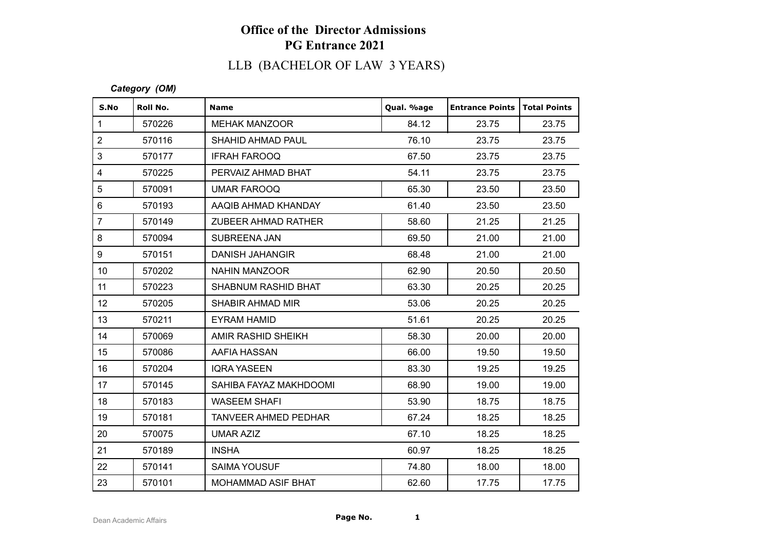# Office of the Director Admissions
## PG Entrance 2021

### LLB (BACHELOR OF LAW 3 YEARS)

***Category (OM)***

| S.No | Roll No. | Name | Qual. %age | Entrance Points | Total Points |
|---|---|---|---|---|---|
| 1 | 570226 | MEHAK MANZOOR | 84.12 | 23.75 | 23.75 |
| 2 | 570116 | SHAHID AHMAD PAUL | 76.10 | 23.75 | 23.75 |
| 3 | 570177 | IFRAH FAROOQ | 67.50 | 23.75 | 23.75 |
| 4 | 570225 | PERVAIZ AHMAD BHAT | 54.11 | 23.75 | 23.75 |
| 5 | 570091 | UMAR FAROOQ | 65.30 | 23.50 | 23.50 |
| 6 | 570193 | AAQIB AHMAD KHANDAY | 61.40 | 23.50 | 23.50 |
| 7 | 570149 | ZUBEER AHMAD RATHER | 58.60 | 21.25 | 21.25 |
| 8 | 570094 | SUBREENA JAN | 69.50 | 21.00 | 21.00 |
| 9 | 570151 | DANISH JAHANGIR | 68.48 | 21.00 | 21.00 |
| 10 | 570202 | NAHIN MANZOOR | 62.90 | 20.50 | 20.50 |
| 11 | 570223 | SHABNUM RASHID BHAT | 63.30 | 20.25 | 20.25 |
| 12 | 570205 | SHABIR AHMAD MIR | 53.06 | 20.25 | 20.25 |
| 13 | 570211 | EYRAM HAMID | 51.61 | 20.25 | 20.25 |
| 14 | 570069 | AMIR RASHID SHEIKH | 58.30 | 20.00 | 20.00 |
| 15 | 570086 | AAFIA HASSAN | 66.00 | 19.50 | 19.50 |
| 16 | 570204 | IQRA YASEEN | 83.30 | 19.25 | 19.25 |
| 17 | 570145 | SAHIBA FAYAZ MAKHDOOMI | 68.90 | 19.00 | 19.00 |
| 18 | 570183 | WASEEM SHAFI | 53.90 | 18.75 | 18.75 |
| 19 | 570181 | TANVEER AHMED PEDHAR | 67.24 | 18.25 | 18.25 |
| 20 | 570075 | UMAR AZIZ | 67.10 | 18.25 | 18.25 |
| 21 | 570189 | INSHA | 60.97 | 18.25 | 18.25 |
| 22 | 570141 | SAIMA YOUSUF | 74.80 | 18.00 | 18.00 |
| 23 | 570101 | MOHAMMAD ASIF BHAT | 62.60 | 17.75 | 17.75 |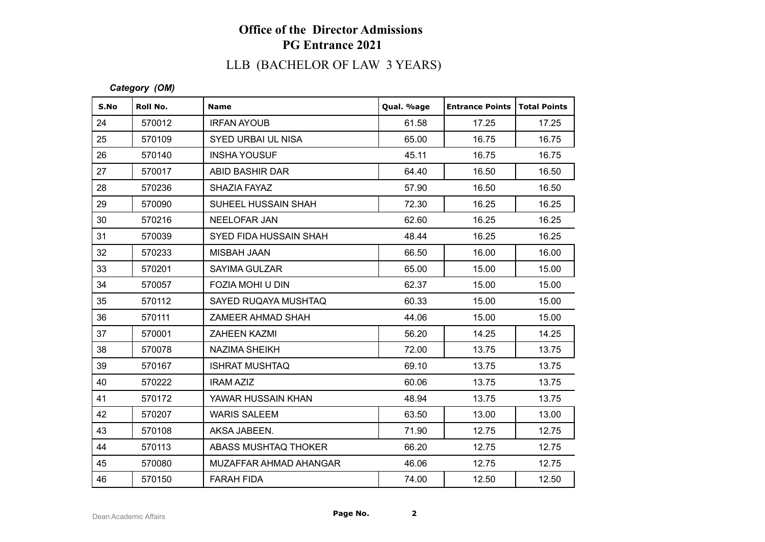# Office of the Director Admissions

## PG Entrance 2021

### LLB (BACHELOR OF LAW 3 YEARS)

***Category (OM)***

| S.No | Roll No. | Name | Qual. %age | Entrance Points | Total Points |
|---|---|---|---|---|---|
| 24 | 570012 | IRFAN AYOUB | 61.58 | 17.25 | 17.25 |
| 25 | 570109 | SYED URBAI UL NISA | 65.00 | 16.75 | 16.75 |
| 26 | 570140 | INSHA YOUSUF | 45.11 | 16.75 | 16.75 |
| 27 | 570017 | ABID BASHIR DAR | 64.40 | 16.50 | 16.50 |
| 28 | 570236 | SHAZIA FAYAZ | 57.90 | 16.50 | 16.50 |
| 29 | 570090 | SUHEEL HUSSAIN SHAH | 72.30 | 16.25 | 16.25 |
| 30 | 570216 | NEELOFAR JAN | 62.60 | 16.25 | 16.25 |
| 31 | 570039 | SYED FIDA HUSSAIN SHAH | 48.44 | 16.25 | 16.25 |
| 32 | 570233 | MISBAH JAAN | 66.50 | 16.00 | 16.00 |
| 33 | 570201 | SAYIMA GULZAR | 65.00 | 15.00 | 15.00 |
| 34 | 570057 | FOZIA MOHI U DIN | 62.37 | 15.00 | 15.00 |
| 35 | 570112 | SAYED RUQAYA MUSHTAQ | 60.33 | 15.00 | 15.00 |
| 36 | 570111 | ZAMEER AHMAD SHAH | 44.06 | 15.00 | 15.00 |
| 37 | 570001 | ZAHEEN KAZMI | 56.20 | 14.25 | 14.25 |
| 38 | 570078 | NAZIMA SHEIKH | 72.00 | 13.75 | 13.75 |
| 39 | 570167 | ISHRAT MUSHTAQ | 69.10 | 13.75 | 13.75 |
| 40 | 570222 | IRAM AZIZ | 60.06 | 13.75 | 13.75 |
| 41 | 570172 | YAWAR HUSSAIN KHAN | 48.94 | 13.75 | 13.75 |
| 42 | 570207 | WARIS SALEEM | 63.50 | 13.00 | 13.00 |
| 43 | 570108 | AKSA JABEEN. | 71.90 | 12.75 | 12.75 |
| 44 | 570113 | ABASS MUSHTAQ THOKER | 66.20 | 12.75 | 12.75 |
| 45 | 570080 | MUZAFFAR AHMAD AHANGAR | 46.06 | 12.75 | 12.75 |
| 46 | 570150 | FARAH FIDA | 74.00 | 12.50 | 12.50 |

Dean Academic Affairs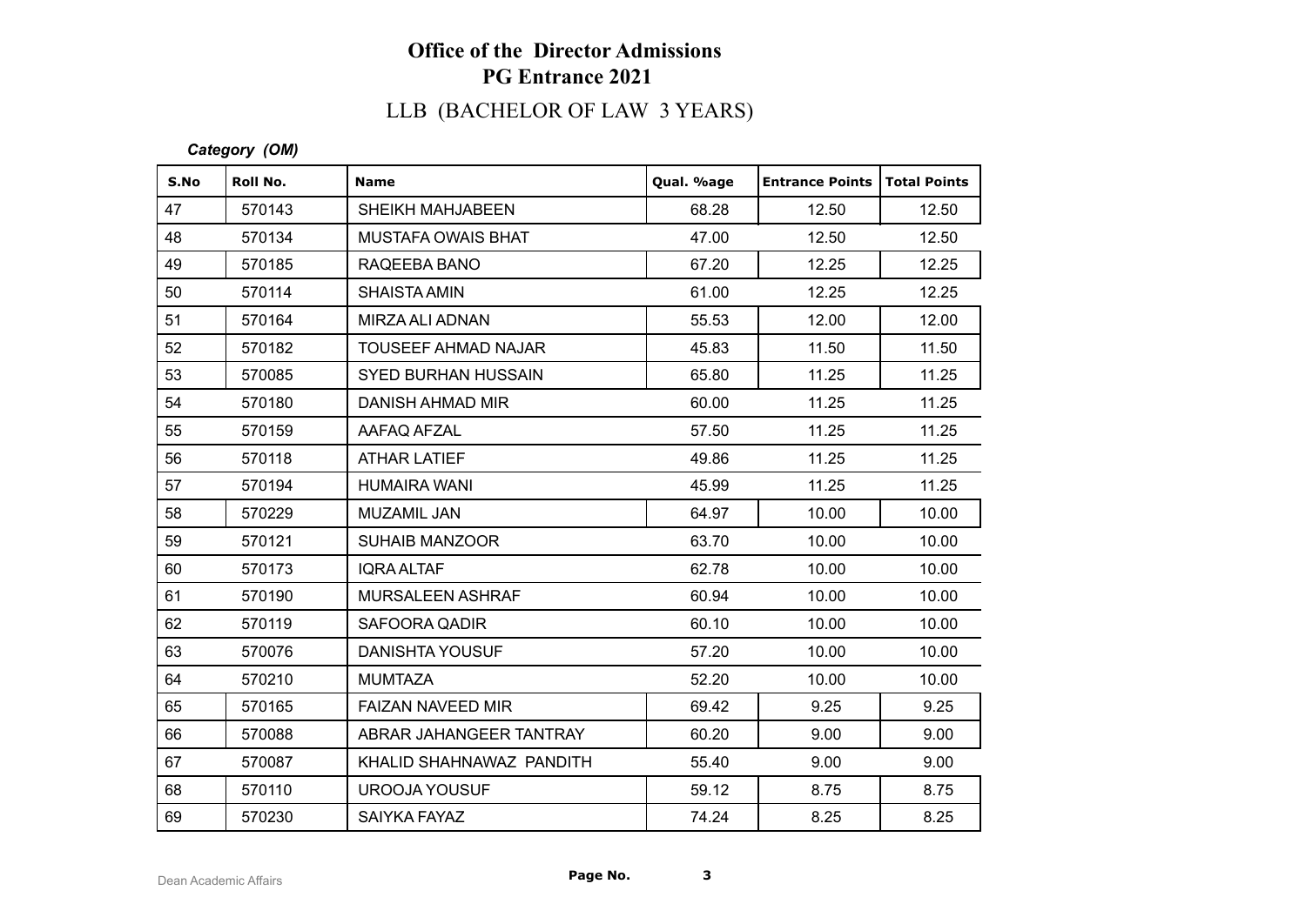# Office of the Director Admissions
## PG Entrance 2021
### LLB (BACHELOR OF LAW 3 YEARS)

***Category (OM)***

| S.No | Roll No. | Name | Qual. %age | Entrance Points | Total Points |
|---|---|---|---|---|---|
| 47 | 570143 | SHEIKH MAHJABEEN | 68.28 | 12.50 | 12.50 |
| 48 | 570134 | MUSTAFA OWAIS BHAT | 47.00 | 12.50 | 12.50 |
| 49 | 570185 | RAQEEBA BANO | 67.20 | 12.25 | 12.25 |
| 50 | 570114 | SHAISTA AMIN | 61.00 | 12.25 | 12.25 |
| 51 | 570164 | MIRZA ALI ADNAN | 55.53 | 12.00 | 12.00 |
| 52 | 570182 | TOUSEEF AHMAD NAJAR | 45.83 | 11.50 | 11.50 |
| 53 | 570085 | SYED BURHAN HUSSAIN | 65.80 | 11.25 | 11.25 |
| 54 | 570180 | DANISH AHMAD MIR | 60.00 | 11.25 | 11.25 |
| 55 | 570159 | AAFAQ AFZAL | 57.50 | 11.25 | 11.25 |
| 56 | 570118 | ATHAR LATIEF | 49.86 | 11.25 | 11.25 |
| 57 | 570194 | HUMAIRA WANI | 45.99 | 11.25 | 11.25 |
| 58 | 570229 | MUZAMIL JAN | 64.97 | 10.00 | 10.00 |
| 59 | 570121 | SUHAIB MANZOOR | 63.70 | 10.00 | 10.00 |
| 60 | 570173 | IQRA ALTAF | 62.78 | 10.00 | 10.00 |
| 61 | 570190 | MURSALEEN ASHRAF | 60.94 | 10.00 | 10.00 |
| 62 | 570119 | SAFOORA QADIR | 60.10 | 10.00 | 10.00 |
| 63 | 570076 | DANISHTA YOUSUF | 57.20 | 10.00 | 10.00 |
| 64 | 570210 | MUMTAZA | 52.20 | 10.00 | 10.00 |
| 65 | 570165 | FAIZAN NAVEED MIR | 69.42 | 9.25 | 9.25 |
| 66 | 570088 | ABRAR JAHANGEER TANTRAY | 60.20 | 9.00 | 9.00 |
| 67 | 570087 | KHALID SHAHNAWAZ PANDITH | 55.40 | 9.00 | 9.00 |
| 68 | 570110 | UROOJA YOUSUF | 59.12 | 8.75 | 8.75 |
| 69 | 570230 | SAIYKA FAYAZ | 74.24 | 8.25 | 8.25 |

Dean Academic Affairs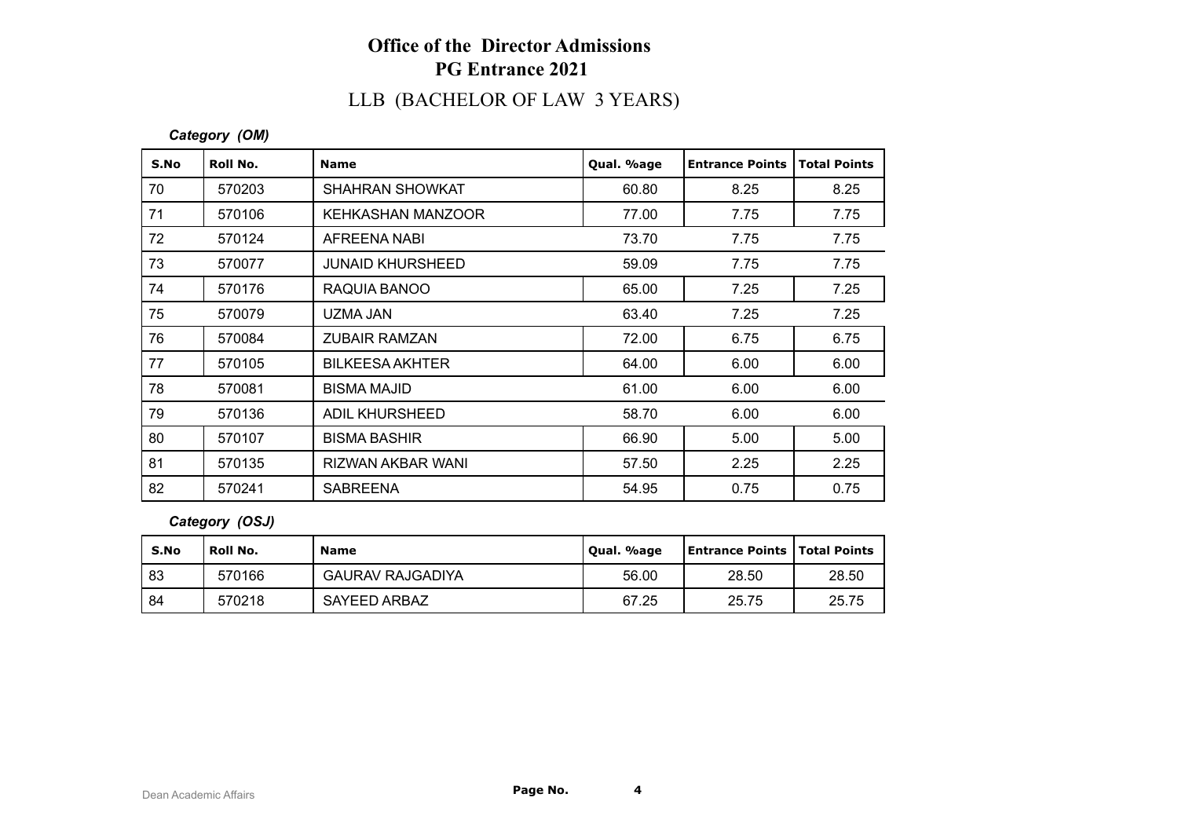# Office of the Director Admissions
## PG Entrance 2021
## LLB (BACHELOR OF LAW 3 YEARS)

***Category (OM)***

| S.No | Roll No. | Name | Qual. %age | Entrance Points | Total Points |
|---|---|---|---|---|---|
| 70 | 570203 | SHAHRAN SHOWKAT | 60.80 | 8.25 | 8.25 |
| 71 | 570106 | KEHKASHAN MANZOOR | 77.00 | 7.75 | 7.75 |
| 72 | 570124 | AFREENA NABI | 73.70 | 7.75 | 7.75 |
| 73 | 570077 | JUNAID KHURSHEED | 59.09 | 7.75 | 7.75 |
| 74 | 570176 | RAQUIA BANOO | 65.00 | 7.25 | 7.25 |
| 75 | 570079 | UZMA JAN | 63.40 | 7.25 | 7.25 |
| 76 | 570084 | ZUBAIR RAMZAN | 72.00 | 6.75 | 6.75 |
| 77 | 570105 | BILKEESA AKHTER | 64.00 | 6.00 | 6.00 |
| 78 | 570081 | BISMA MAJID | 61.00 | 6.00 | 6.00 |
| 79 | 570136 | ADIL KHURSHEED | 58.70 | 6.00 | 6.00 |
| 80 | 570107 | BISMA BASHIR | 66.90 | 5.00 | 5.00 |
| 81 | 570135 | RIZWAN AKBAR WANI | 57.50 | 2.25 | 2.25 |
| 82 | 570241 | SABREENA | 54.95 | 0.75 | 0.75 |

***Category (OSJ)***

| S.No | Roll No. | Name | Qual. %age | Entrance Points | Total Points |
|---|---|---|---|---|---|
| 83 | 570166 | GAURAV RAJGADIYA | 56.00 | 28.50 | 28.50 |
| 84 | 570218 | SAYEED ARBAZ | 67.25 | 25.75 | 25.75 |

Dean Academic Affairs